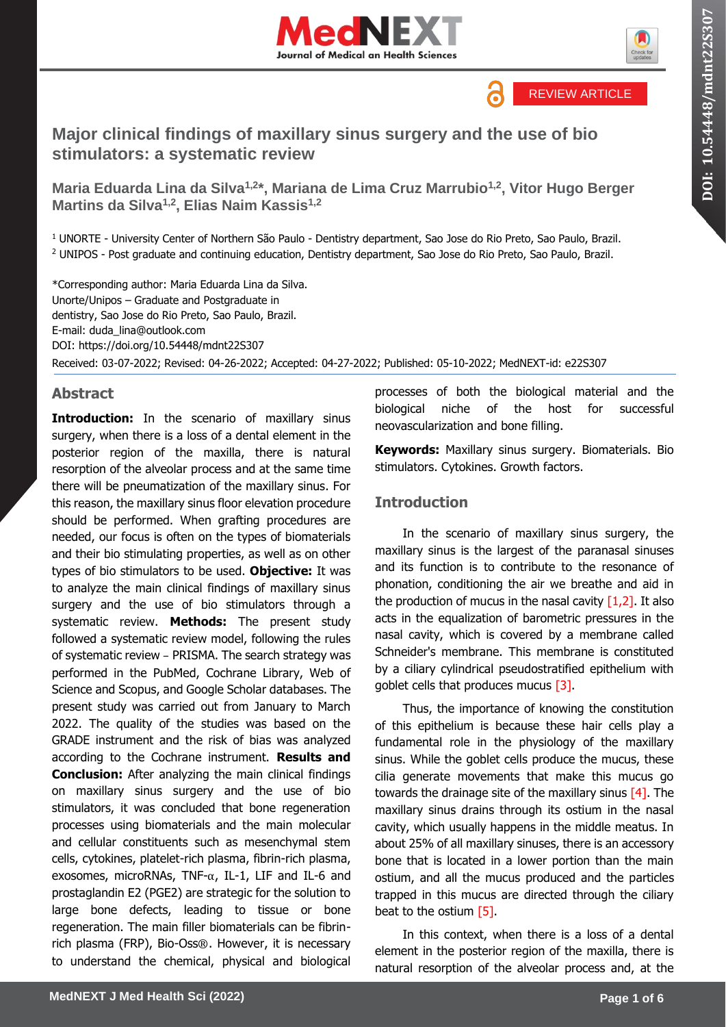REVIEW ARTICLE

# Major clinical findings of maxillary sinus surgery and the use of bio stimulators: a systematic review

**Maria Eduarda Lina da Silva[1,2]*, Mariana de Lima Cruz Marrubio[1,2], Vitor Hugo Berger Martins da Silva[1,2], Elias Naim Kassis[1,2]**

[1] UNORTE - University Center of Northern São Paulo - Dentistry department, Sao Jose do Rio Preto, Sao Paulo, Brazil.
[2] UNIPOS - Post graduate and continuing education, Dentistry department, Sao Jose do Rio Preto, Sao Paulo, Brazil.

*Corresponding author: Maria Eduarda Lina da Silva.
Unorte/Unipos – Graduate and Postgraduate in dentistry, Sao Jose do Rio Preto, Sao Paulo, Brazil.
E-mail: duda_lina@outlook.com
DOI: https://doi.org/10.54448/mdnt22S307
Received: 03-07-2022; Revised: 04-26-2022; Accepted: 04-27-2022; Published: 05-10-2022; MedNEXT-id: e22S307

## Abstract

**Introduction:** In the scenario of maxillary sinus surgery, when there is a loss of a dental element in the posterior region of the maxilla, there is natural resorption of the alveolar process and at the same time there will be pneumatization of the maxillary sinus. For this reason, the maxillary sinus floor elevation procedure should be performed. When grafting procedures are needed, our focus is often on the types of biomaterials and their bio stimulating properties, as well as on other types of bio stimulators to be used. **Objective:** It was to analyze the main clinical findings of maxillary sinus surgery and the use of bio stimulators through a systematic review. **Methods:** The present study followed a systematic review model, following the rules of systematic review – PRISMA. The search strategy was performed in the PubMed, Cochrane Library, Web of Science and Scopus, and Google Scholar databases. The present study was carried out from January to March 2022. The quality of the studies was based on the GRADE instrument and the risk of bias was analyzed according to the Cochrane instrument. **Results and Conclusion:** After analyzing the main clinical findings on maxillary sinus surgery and the use of bio stimulators, it was concluded that bone regeneration processes using biomaterials and the main molecular and cellular constituents such as mesenchymal stem cells, cytokines, platelet-rich plasma, fibrin-rich plasma, exosomes, microRNAs, TNF-α, IL-1, LIF and IL-6 and prostaglandin E2 (PGE2) are strategic for the solution to large bone defects, leading to tissue or bone regeneration. The main filler biomaterials can be fibrin-rich plasma (FRP), Bio-Oss®. However, it is necessary to understand the chemical, physical and biological processes of both the biological material and the biological niche of the host for successful neovascularization and bone filling.

**Keywords:** Maxillary sinus surgery. Biomaterials. Bio stimulators. Cytokines. Growth factors.

## Introduction

In the scenario of maxillary sinus surgery, the maxillary sinus is the largest of the paranasal sinuses and its function is to contribute to the resonance of phonation, conditioning the air we breathe and aid in the production of mucus in the nasal cavity [1,2]. It also acts in the equalization of barometric pressures in the nasal cavity, which is covered by a membrane called Schneider's membrane. This membrane is constituted by a ciliary cylindrical pseudostratified epithelium with goblet cells that produces mucus [3].

Thus, the importance of knowing the constitution of this epithelium is because these hair cells play a fundamental role in the physiology of the maxillary sinus. While the goblet cells produce the mucus, these cilia generate movements that make this mucus go towards the drainage site of the maxillary sinus [4]. The maxillary sinus drains through its ostium in the nasal cavity, which usually happens in the middle meatus. In about 25% of all maxillary sinuses, there is an accessory bone that is located in a lower portion than the main ostium, and all the mucus produced and the particles trapped in this mucus are directed through the ciliary beat to the ostium [5].

In this context, when there is a loss of a dental element in the posterior region of the maxilla, there is natural resorption of the alveolar process and, at the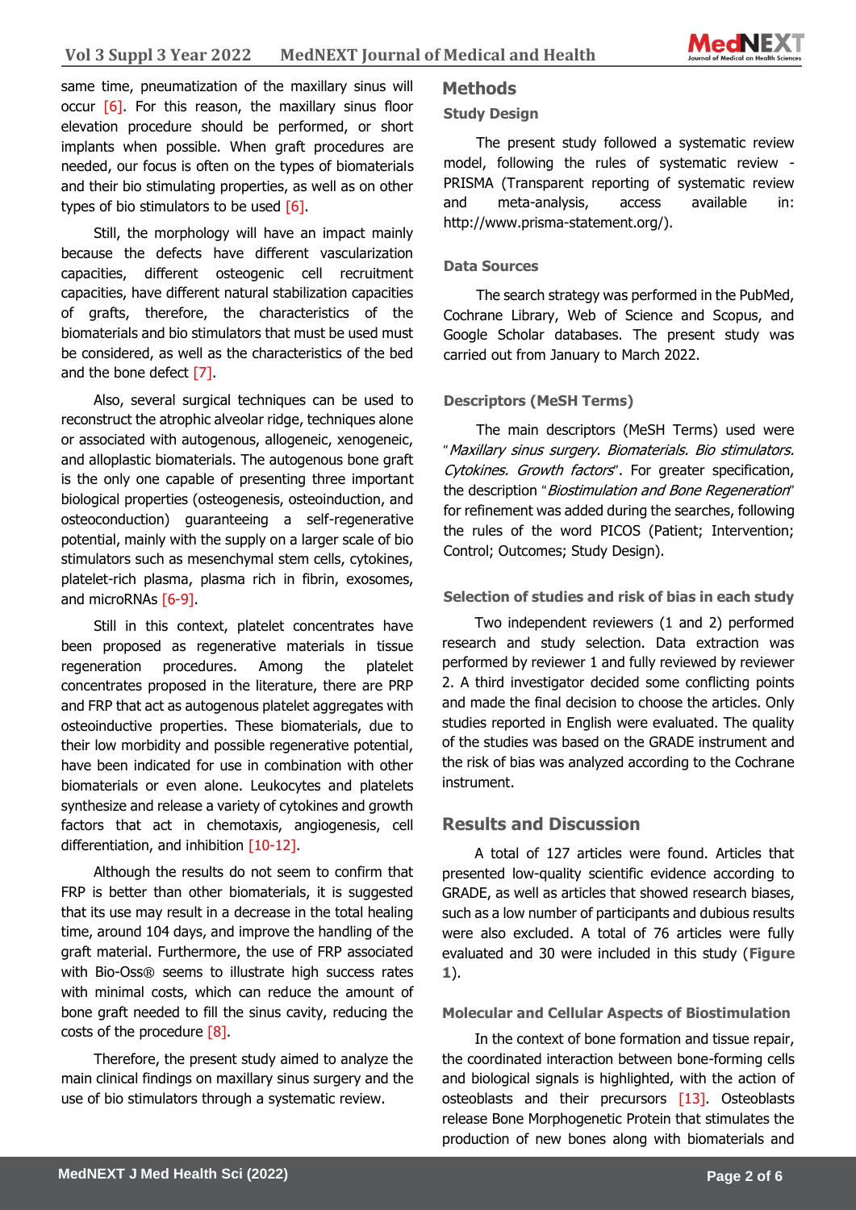same time, pneumatization of the maxillary sinus will occur [6]. For this reason, the maxillary sinus floor elevation procedure should be performed, or short implants when possible. When graft procedures are needed, our focus is often on the types of biomaterials and their bio stimulating properties, as well as on other types of bio stimulators to be used [6].

Still, the morphology will have an impact mainly because the defects have different vascularization capacities, different osteogenic cell recruitment capacities, have different natural stabilization capacities of grafts, therefore, the characteristics of the biomaterials and bio stimulators that must be used must be considered, as well as the characteristics of the bed and the bone defect [7].

Also, several surgical techniques can be used to reconstruct the atrophic alveolar ridge, techniques alone or associated with autogenous, allogeneic, xenogeneic, and alloplastic biomaterials. The autogenous bone graft is the only one capable of presenting three important biological properties (osteogenesis, osteoinduction, and osteoconduction) guaranteeing a self-regenerative potential, mainly with the supply on a larger scale of bio stimulators such as mesenchymal stem cells, cytokines, platelet-rich plasma, plasma rich in fibrin, exosomes, and microRNAs [6-9].

Still in this context, platelet concentrates have been proposed as regenerative materials in tissue regeneration procedures. Among the platelet concentrates proposed in the literature, there are PRP and FRP that act as autogenous platelet aggregates with osteoinductive properties. These biomaterials, due to their low morbidity and possible regenerative potential, have been indicated for use in combination with other biomaterials or even alone. Leukocytes and platelets synthesize and release a variety of cytokines and growth factors that act in chemotaxis, angiogenesis, cell differentiation, and inhibition [10-12].

Although the results do not seem to confirm that FRP is better than other biomaterials, it is suggested that its use may result in a decrease in the total healing time, around 104 days, and improve the handling of the graft material. Furthermore, the use of FRP associated with Bio-Oss® seems to illustrate high success rates with minimal costs, which can reduce the amount of bone graft needed to fill the sinus cavity, reducing the costs of the procedure [8].

Therefore, the present study aimed to analyze the main clinical findings on maxillary sinus surgery and the use of bio stimulators through a systematic review.

## Methods

### Study Design

The present study followed a systematic review model, following the rules of systematic review - PRISMA (Transparent reporting of systematic review and meta-analysis, access available in: http://www.prisma-statement.org/).

### Data Sources

The search strategy was performed in the PubMed, Cochrane Library, Web of Science and Scopus, and Google Scholar databases. The present study was carried out from January to March 2022.

### Descriptors (MeSH Terms)

The main descriptors (MeSH Terms) used were "*Maxillary sinus surgery. Biomaterials. Bio stimulators. Cytokines. Growth factors*". For greater specification, the description "*Biostimulation and Bone Regeneration*" for refinement was added during the searches, following the rules of the word PICOS (Patient; Intervention; Control; Outcomes; Study Design).

### Selection of studies and risk of bias in each study

Two independent reviewers (1 and 2) performed research and study selection. Data extraction was performed by reviewer 1 and fully reviewed by reviewer 2. A third investigator decided some conflicting points and made the final decision to choose the articles. Only studies reported in English were evaluated. The quality of the studies was based on the GRADE instrument and the risk of bias was analyzed according to the Cochrane instrument.

## Results and Discussion

A total of 127 articles were found. Articles that presented low-quality scientific evidence according to GRADE, as well as articles that showed research biases, such as a low number of participants and dubious results were also excluded. A total of 76 articles were fully evaluated and 30 were included in this study (**Figure 1**).

### Molecular and Cellular Aspects of Biostimulation

In the context of bone formation and tissue repair, the coordinated interaction between bone-forming cells and biological signals is highlighted, with the action of osteoblasts and their precursors [13]. Osteoblasts release Bone Morphogenetic Protein that stimulates the production of new bones along with biomaterials and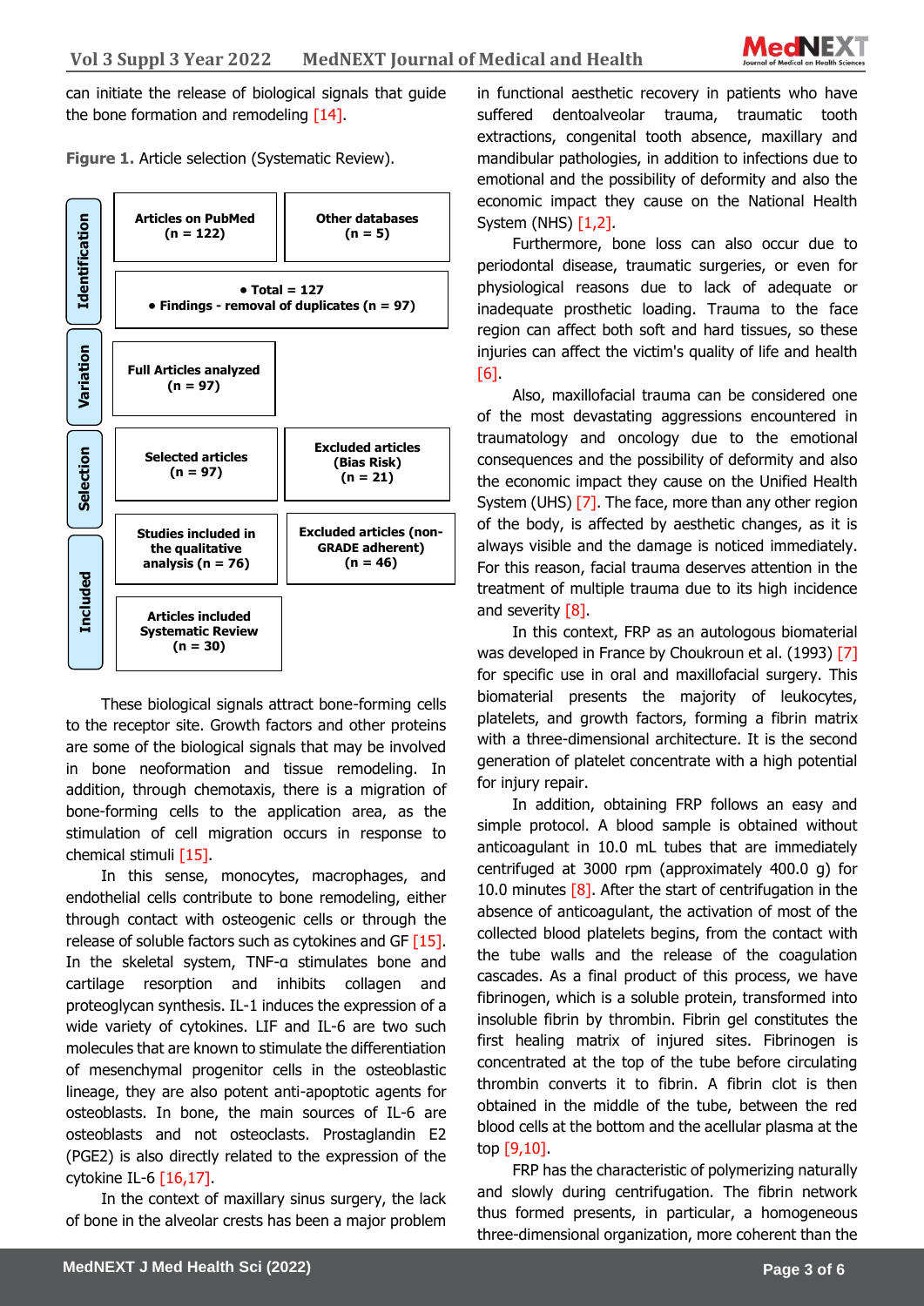can initiate the release of biological signals that guide the bone formation and remodeling [14].

**Figure 1.** Article selection (Systematic Review).

| Stage | | |
|---|---|---|
| Identification | Articles on PubMed (n = 122) | Other databases (n = 5) |
| | • Total = 127 • Findings - removal of duplicates (n = 97) | |
| Variation | Full Articles analyzed (n = 97) | |
| Selection | Selected articles (n = 97) | Excluded articles (Bias Risk) (n = 21) |
| Included | Studies included in the qualitative analysis (n = 76) | Excluded articles (non-GRADE adherent) (n = 46) |
| | Articles included Systematic Review (n = 30) | |

These biological signals attract bone-forming cells to the receptor site. Growth factors and other proteins are some of the biological signals that may be involved in bone neoformation and tissue remodeling. In addition, through chemotaxis, there is a migration of bone-forming cells to the application area, as the stimulation of cell migration occurs in response to chemical stimuli [15].

In this sense, monocytes, macrophages, and endothelial cells contribute to bone remodeling, either through contact with osteogenic cells or through the release of soluble factors such as cytokines and GF [15]. In the skeletal system, TNF-α stimulates bone and cartilage resorption and inhibits collagen and proteoglycan synthesis. IL-1 induces the expression of a wide variety of cytokines. LIF and IL-6 are two such molecules that are known to stimulate the differentiation of mesenchymal progenitor cells in the osteoblastic lineage, they are also potent anti-apoptotic agents for osteoblasts. In bone, the main sources of IL-6 are osteoblasts and not osteoclasts. Prostaglandin E2 (PGE2) is also directly related to the expression of the cytokine IL-6 [16,17].

In the context of maxillary sinus surgery, the lack of bone in the alveolar crests has been a major problem in functional aesthetic recovery in patients who have suffered dentoalveolar trauma, traumatic tooth extractions, congenital tooth absence, maxillary and mandibular pathologies, in addition to infections due to emotional and the possibility of deformity and also the economic impact they cause on the National Health System (NHS) [1,2].

Furthermore, bone loss can also occur due to periodontal disease, traumatic surgeries, or even for physiological reasons due to lack of adequate or inadequate prosthetic loading. Trauma to the face region can affect both soft and hard tissues, so these injuries can affect the victim's quality of life and health [6].

Also, maxillofacial trauma can be considered one of the most devastating aggressions encountered in traumatology and oncology due to the emotional consequences and the possibility of deformity and also the economic impact they cause on the Unified Health System (UHS) [7]. The face, more than any other region of the body, is affected by aesthetic changes, as it is always visible and the damage is noticed immediately. For this reason, facial trauma deserves attention in the treatment of multiple trauma due to its high incidence and severity [8].

In this context, FRP as an autologous biomaterial was developed in France by Choukroun et al. (1993) [7] for specific use in oral and maxillofacial surgery. This biomaterial presents the majority of leukocytes, platelets, and growth factors, forming a fibrin matrix with a three-dimensional architecture. It is the second generation of platelet concentrate with a high potential for injury repair.

In addition, obtaining FRP follows an easy and simple protocol. A blood sample is obtained without anticoagulant in 10.0 mL tubes that are immediately centrifuged at 3000 rpm (approximately 400.0 g) for 10.0 minutes [8]. After the start of centrifugation in the absence of anticoagulant, the activation of most of the collected blood platelets begins, from the contact with the tube walls and the release of the coagulation cascades. As a final product of this process, we have fibrinogen, which is a soluble protein, transformed into insoluble fibrin by thrombin. Fibrin gel constitutes the first healing matrix of injured sites. Fibrinogen is concentrated at the top of the tube before circulating thrombin converts it to fibrin. A fibrin clot is then obtained in the middle of the tube, between the red blood cells at the bottom and the acellular plasma at the top [9,10].

FRP has the characteristic of polymerizing naturally and slowly during centrifugation. The fibrin network thus formed presents, in particular, a homogeneous three-dimensional organization, more coherent than the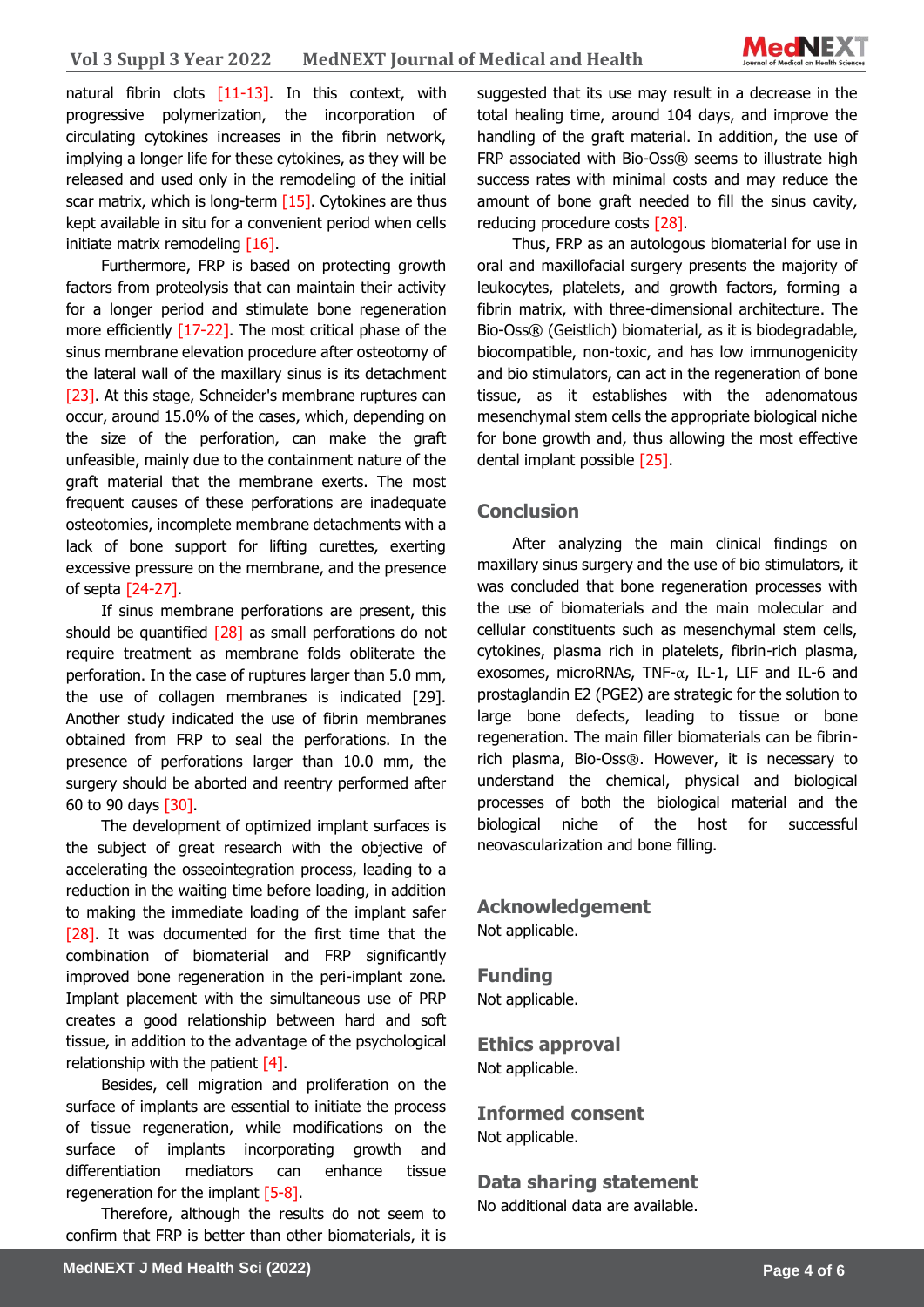natural fibrin clots [11-13]. In this context, with progressive polymerization, the incorporation of circulating cytokines increases in the fibrin network, implying a longer life for these cytokines, as they will be released and used only in the remodeling of the initial scar matrix, which is long-term [15]. Cytokines are thus kept available in situ for a convenient period when cells initiate matrix remodeling [16].

Furthermore, FRP is based on protecting growth factors from proteolysis that can maintain their activity for a longer period and stimulate bone regeneration more efficiently [17-22]. The most critical phase of the sinus membrane elevation procedure after osteotomy of the lateral wall of the maxillary sinus is its detachment [23]. At this stage, Schneider's membrane ruptures can occur, around 15.0% of the cases, which, depending on the size of the perforation, can make the graft unfeasible, mainly due to the containment nature of the graft material that the membrane exerts. The most frequent causes of these perforations are inadequate osteotomies, incomplete membrane detachments with a lack of bone support for lifting curettes, exerting excessive pressure on the membrane, and the presence of septa [24-27].

If sinus membrane perforations are present, this should be quantified [28] as small perforations do not require treatment as membrane folds obliterate the perforation. In the case of ruptures larger than 5.0 mm, the use of collagen membranes is indicated [29]. Another study indicated the use of fibrin membranes obtained from FRP to seal the perforations. In the presence of perforations larger than 10.0 mm, the surgery should be aborted and reentry performed after 60 to 90 days [30].

The development of optimized implant surfaces is the subject of great research with the objective of accelerating the osseointegration process, leading to a reduction in the waiting time before loading, in addition to making the immediate loading of the implant safer [28]. It was documented for the first time that the combination of biomaterial and FRP significantly improved bone regeneration in the peri-implant zone. Implant placement with the simultaneous use of PRP creates a good relationship between hard and soft tissue, in addition to the advantage of the psychological relationship with the patient [4].

Besides, cell migration and proliferation on the surface of implants are essential to initiate the process of tissue regeneration, while modifications on the surface of implants incorporating growth and differentiation mediators can enhance tissue regeneration for the implant [5-8].

Therefore, although the results do not seem to confirm that FRP is better than other biomaterials, it is suggested that its use may result in a decrease in the total healing time, around 104 days, and improve the handling of the graft material. In addition, the use of FRP associated with Bio-Oss® seems to illustrate high success rates with minimal costs and may reduce the amount of bone graft needed to fill the sinus cavity, reducing procedure costs [28].

Thus, FRP as an autologous biomaterial for use in oral and maxillofacial surgery presents the majority of leukocytes, platelets, and growth factors, forming a fibrin matrix, with three-dimensional architecture. The Bio-Oss® (Geistlich) biomaterial, as it is biodegradable, biocompatible, non-toxic, and has low immunogenicity and bio stimulators, can act in the regeneration of bone tissue, as it establishes with the adenomatous mesenchymal stem cells the appropriate biological niche for bone growth and, thus allowing the most effective dental implant possible [25].

## Conclusion

After analyzing the main clinical findings on maxillary sinus surgery and the use of bio stimulators, it was concluded that bone regeneration processes with the use of biomaterials and the main molecular and cellular constituents such as mesenchymal stem cells, cytokines, plasma rich in platelets, fibrin-rich plasma, exosomes, microRNAs, TNF-α, IL-1, LIF and IL-6 and prostaglandin E2 (PGE2) are strategic for the solution to large bone defects, leading to tissue or bone regeneration. The main filler biomaterials can be fibrin-rich plasma, Bio-Oss®. However, it is necessary to understand the chemical, physical and biological processes of both the biological material and the biological niche of the host for successful neovascularization and bone filling.

## Acknowledgement

Not applicable.

## Funding

Not applicable.

## Ethics approval

Not applicable.

## Informed consent

Not applicable.

## Data sharing statement

No additional data are available.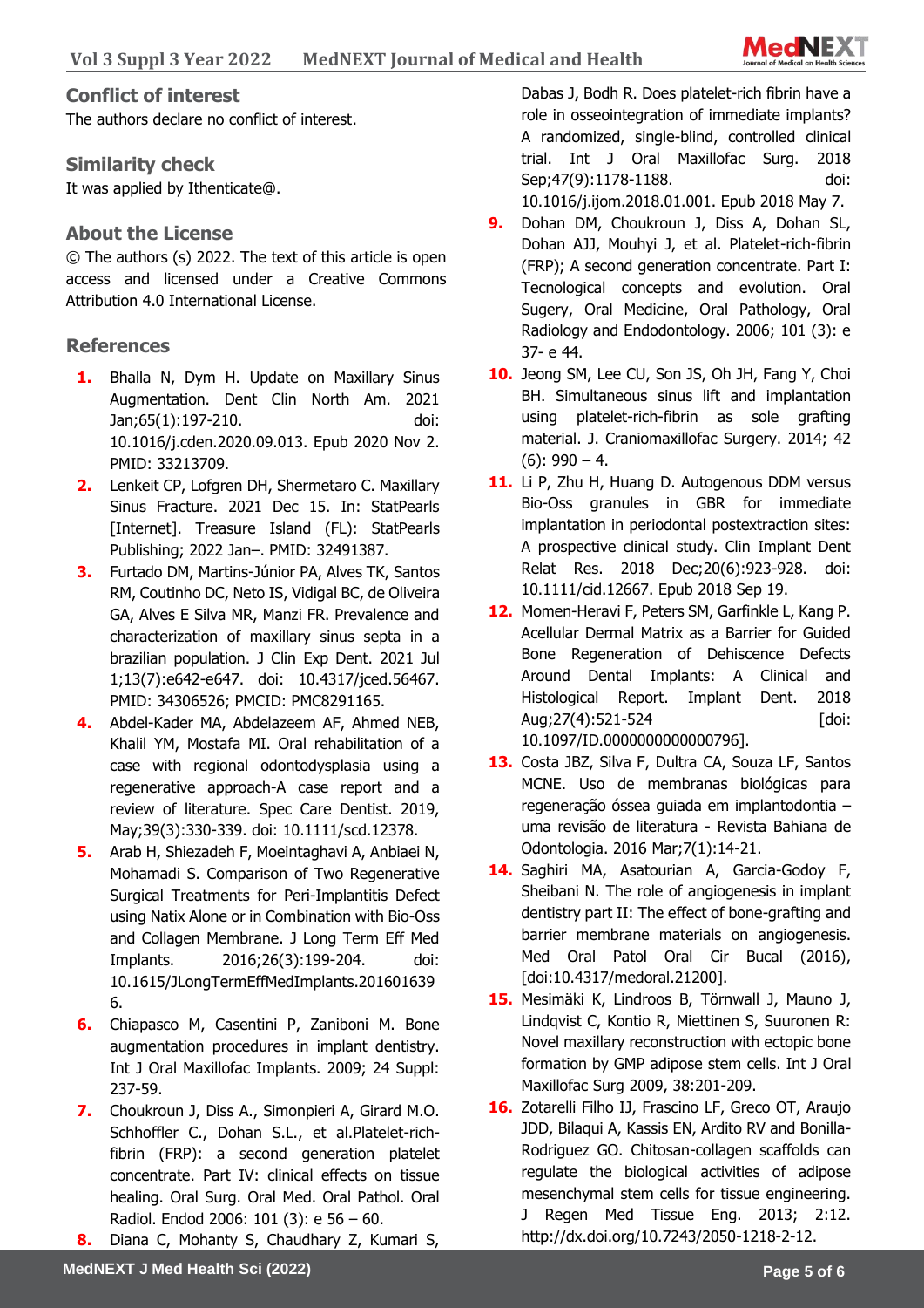## Conflict of interest

The authors declare no conflict of interest.

## Similarity check

It was applied by Ithenticate@.

## About the License

© The authors (s) 2022. The text of this article is open access and licensed under a Creative Commons Attribution 4.0 International License.

## References

1. Bhalla N, Dym H. Update on Maxillary Sinus Augmentation. Dent Clin North Am. 2021 Jan;65(1):197-210. doi: 10.1016/j.cden.2020.09.013. Epub 2020 Nov 2. PMID: 33213709.
2. Lenkeit CP, Lofgren DH, Shermetaro C. Maxillary Sinus Fracture. 2021 Dec 15. In: StatPearls [Internet]. Treasure Island (FL): StatPearls Publishing; 2022 Jan–. PMID: 32491387.
3. Furtado DM, Martins-Júnior PA, Alves TK, Santos RM, Coutinho DC, Neto IS, Vidigal BC, de Oliveira GA, Alves E Silva MR, Manzi FR. Prevalence and characterization of maxillary sinus septa in a brazilian population. J Clin Exp Dent. 2021 Jul 1;13(7):e642-e647. doi: 10.4317/jced.56467. PMID: 34306526; PMCID: PMC8291165.
4. Abdel-Kader MA, Abdelazeem AF, Ahmed NEB, Khalil YM, Mostafa MI. Oral rehabilitation of a case with regional odontodysplasia using a regenerative approach-A case report and a review of literature. Spec Care Dentist. 2019, May;39(3):330-339. doi: 10.1111/scd.12378.
5. Arab H, Shiezadeh F, Moeintaghavi A, Anbiaei N, Mohamadi S. Comparison of Two Regenerative Surgical Treatments for Peri-Implantitis Defect using Natix Alone or in Combination with Bio-Oss and Collagen Membrane. J Long Term Eff Med Implants. 2016;26(3):199-204. doi: 10.1615/JLongTermEffMedImplants.2016016396.
6. Chiapasco M, Casentini P, Zaniboni M. Bone augmentation procedures in implant dentistry. Int J Oral Maxillofac Implants. 2009; 24 Suppl: 237-59.
7. Choukroun J, Diss A., Simonpieri A, Girard M.O. Schhoffler C., Dohan S.L., et al.Platelet-rich-fibrin (FRP): a second generation platelet concentrate. Part IV: clinical effects on tissue healing. Oral Surg. Oral Med. Oral Pathol. Oral Radiol. Endod 2006: 101 (3): e 56 – 60.
8. Diana C, Mohanty S, Chaudhary Z, Kumari S, Dabas J, Bodh R. Does platelet-rich fibrin have a role in osseointegration of immediate implants? A randomized, single-blind, controlled clinical trial. Int J Oral Maxillofac Surg. 2018 Sep;47(9):1178-1188. doi: 10.1016/j.ijom.2018.01.001. Epub 2018 May 7.
9. Dohan DM, Choukroun J, Diss A, Dohan SL, Dohan AJJ, Mouhyi J, et al. Platelet-rich-fibrin (FRP); A second generation concentrate. Part I: Tecnological concepts and evolution. Oral Sugery, Oral Medicine, Oral Pathology, Oral Radiology and Endodontology. 2006; 101 (3): e 37- e 44.
10. Jeong SM, Lee CU, Son JS, Oh JH, Fang Y, Choi BH. Simultaneous sinus lift and implantation using platelet-rich-fibrin as sole grafting material. J. Craniomaxillofac Surgery. 2014; 42 (6): 990 – 4.
11. Li P, Zhu H, Huang D. Autogenous DDM versus Bio-Oss granules in GBR for immediate implantation in periodontal postextraction sites: A prospective clinical study. Clin Implant Dent Relat Res. 2018 Dec;20(6):923-928. doi: 10.1111/cid.12667. Epub 2018 Sep 19.
12. Momen-Heravi F, Peters SM, Garfinkle L, Kang P. Acellular Dermal Matrix as a Barrier for Guided Bone Regeneration of Dehiscence Defects Around Dental Implants: A Clinical and Histological Report. Implant Dent. 2018 Aug;27(4):521-524 [doi: 10.1097/ID.0000000000000796].
13. Costa JBZ, Silva F, Dultra CA, Souza LF, Santos MCNE. Uso de membranas biológicas para regeneração óssea guiada em implantodontia – uma revisão de literatura - Revista Bahiana de Odontologia. 2016 Mar;7(1):14-21.
14. Saghiri MA, Asatourian A, Garcia-Godoy F, Sheibani N. The role of angiogenesis in implant dentistry part II: The effect of bone-grafting and barrier membrane materials on angiogenesis. Med Oral Patol Oral Cir Bucal (2016), [doi:10.4317/medoral.21200].
15. Mesimäki K, Lindroos B, Törnwall J, Mauno J, Lindqvist C, Kontio R, Miettinen S, Suuronen R: Novel maxillary reconstruction with ectopic bone formation by GMP adipose stem cells. Int J Oral Maxillofac Surg 2009, 38:201-209.
16. Zotarelli Filho IJ, Frascino LF, Greco OT, Araujo JDD, Bilaqui A, Kassis EN, Ardito RV and Bonilla-Rodriguez GO. Chitosan-collagen scaffolds can regulate the biological activities of adipose mesenchymal stem cells for tissue engineering. J Regen Med Tissue Eng. 2013; 2:12. http://dx.doi.org/10.7243/2050-1218-2-12.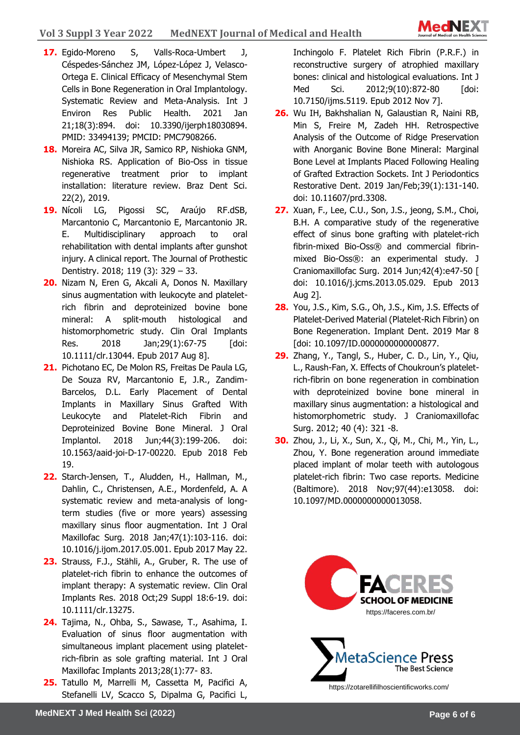17. Egido-Moreno S, Valls-Roca-Umbert J, Céspedes-Sánchez JM, López-López J, Velasco-Ortega E. Clinical Efficacy of Mesenchymal Stem Cells in Bone Regeneration in Oral Implantology. Systematic Review and Meta-Analysis. Int J Environ Res Public Health. 2021 Jan 21;18(3):894. doi: 10.3390/ijerph18030894. PMID: 33494139; PMCID: PMC7908266.
18. Moreira AC, Silva JR, Samico RP, Nishioka GNM, Nishioka RS. Application of Bio-Oss in tissue regenerative treatment prior to implant installation: literature review. Braz Dent Sci. 22(2), 2019.
19. Nícoli LG, Pigossi SC, Araújo RF.dSB, Marcantonio C, Marcantonio E, Marcantonio JR. E. Multidisciplinary approach to oral rehabilitation with dental implants after gunshot injury. A clinical report. The Journal of Prosthetic Dentistry. 2018; 119 (3): 329 – 33.
20. Nizam N, Eren G, Akcali A, Donos N. Maxillary sinus augmentation with leukocyte and platelet-rich fibrin and deproteinized bovine bone mineral: A split-mouth histological and histomorphometric study. Clin Oral Implants Res. 2018 Jan;29(1):67-75 [doi: 10.1111/clr.13044. Epub 2017 Aug 8].
21. Pichotano EC, De Molon RS, Freitas De Paula LG, De Souza RV, Marcantonio E, J.R., Zandim-Barcelos, D.L. Early Placement of Dental Implants in Maxillary Sinus Grafted With Leukocyte and Platelet-Rich Fibrin and Deproteinized Bovine Bone Mineral. J Oral Implantol. 2018 Jun;44(3):199-206. doi: 10.1563/aaid-joi-D-17-00220. Epub 2018 Feb 19.
22. Starch-Jensen, T., Aludden, H., Hallman, M., Dahlin, C., Christensen, A.E., Mordenfeld, A. A systematic review and meta-analysis of long-term studies (five or more years) assessing maxillary sinus floor augmentation. Int J Oral Maxillofac Surg. 2018 Jan;47(1):103-116. doi: 10.1016/j.ijom.2017.05.001. Epub 2017 May 22.
23. Strauss, F.J., Stähli, A., Gruber, R. The use of platelet-rich fibrin to enhance the outcomes of implant therapy: A systematic review. Clin Oral Implants Res. 2018 Oct;29 Suppl 18:6-19. doi: 10.1111/clr.13275.
24. Tajima, N., Ohba, S., Sawase, T., Asahima, I. Evaluation of sinus floor augmentation with simultaneous implant placement using platelet-rich-fibrin as sole grafting material. Int J Oral Maxillofac Implants 2013;28(1):77- 83.
25. Tatullo M, Marrelli M, Cassetta M, Pacifici A, Stefanelli LV, Scacco S, Dipalma G, Pacifici L, Inchingolo F. Platelet Rich Fibrin (P.R.F.) in reconstructive surgery of atrophied maxillary bones: clinical and histological evaluations. Int J Med Sci. 2012;9(10):872-80 [doi: 10.7150/ijms.5119. Epub 2012 Nov 7].
26. Wu IH, Bakhshalian N, Galaustian R, Naini RB, Min S, Freire M, Zadeh HH. Retrospective Analysis of the Outcome of Ridge Preservation with Anorganic Bovine Bone Mineral: Marginal Bone Level at Implants Placed Following Healing of Grafted Extraction Sockets. Int J Periodontics Restorative Dent. 2019 Jan/Feb;39(1):131-140. doi: 10.11607/prd.3308.
27. Xuan, F., Lee, C.U., Son, J.S., jeong, S.M., Choi, B.H. A comparative study of the regenerative effect of sinus bone grafting with platelet-rich fibrin-mixed Bio-Oss® and commercial fibrin-mixed Bio-Oss®: an experimental study. J Craniomaxillofac Surg. 2014 Jun;42(4):e47-50 [ doi: 10.1016/j.jcms.2013.05.029. Epub 2013 Aug 2].
28. You, J.S., Kim, S.G., Oh, J.S., Kim, J.S. Effects of Platelet-Derived Material (Platelet-Rich Fibrin) on Bone Regeneration. Implant Dent. 2019 Mar 8 [doi: 10.1097/ID.0000000000000877.
29. Zhang, Y., Tangl, S., Huber, C. D., Lin, Y., Qiu, L., Raush-Fan, X. Effects of Choukroun's platelet-rich-fibrin on bone regeneration in combination with deproteinized bovine bone mineral in maxillary sinus augmentation: a histological and histomorphometric study. J Craniomaxillofac Surg. 2012; 40 (4): 321 -8.
30. Zhou, J., Li, X., Sun, X., Qi, M., Chi, M., Yin, L., Zhou, Y. Bone regeneration around immediate placed implant of molar teeth with autologous platelet-rich fibrin: Two case reports. Medicine (Baltimore). 2018 Nov;97(44):e13058. doi: 10.1097/MD.0000000000013058.

FACERES SCHOOL OF MEDICINE
https://faceres.com.br/

MetaScience Press
The Best Science
https://zotarellifilhoscientificworks.com/